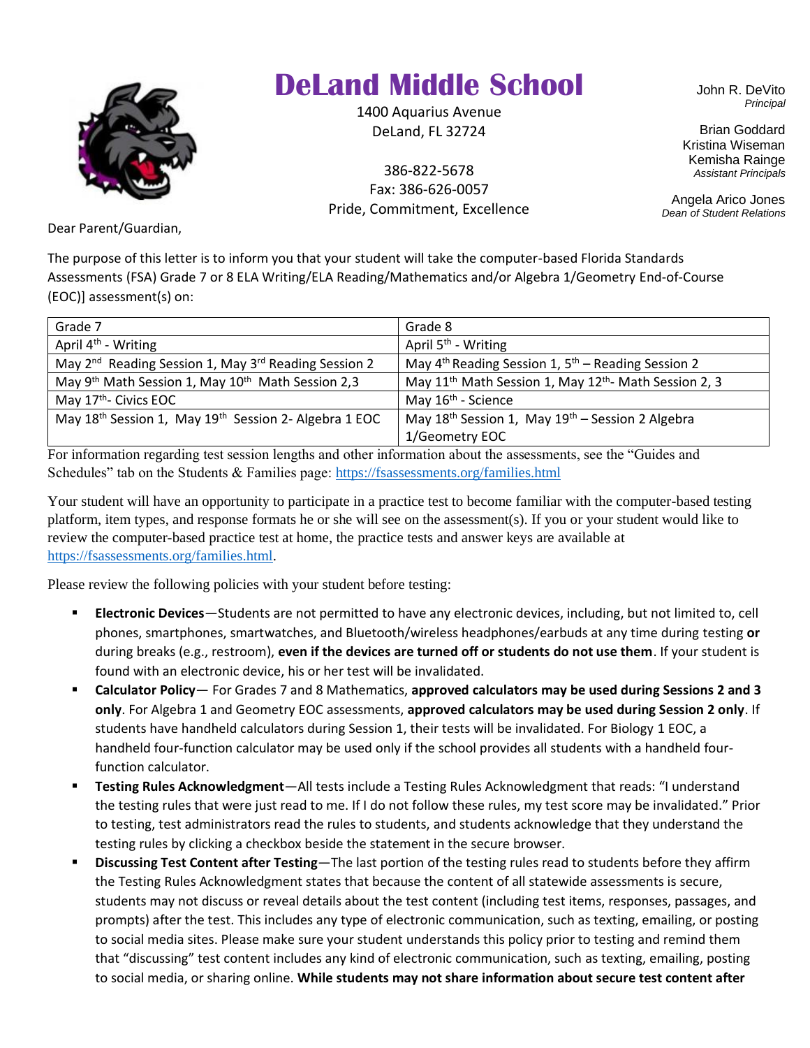# DeLand Middle School

1400 Aquarius Avenue
DeLand, FL 32724

386-822-5678
Fax: 386-626-0057
Pride, Commitment, Excellence

John R. DeVito
*Principal*

Brian Goddard
Kristina Wiseman
Kemisha Rainge
*Assistant Principals*

Angela Arico Jones
*Dean of Student Relations*

Dear Parent/Guardian,

The purpose of this letter is to inform you that your student will take the computer-based Florida Standards Assessments (FSA) Grade 7 or 8 ELA Writing/ELA Reading/Mathematics and/or Algebra 1/Geometry End-of-Course (EOC)] assessment(s) on:

| Grade 7 | Grade 8 |
|---|---|
| April 4th - Writing | April 5th - Writing |
| May 2nd Reading Session 1, May 3rd Reading Session 2 | May 4th Reading Session 1, 5th – Reading Session 2 |
| May 9th Math Session 1, May 10th Math Session 2,3 | May 11th Math Session 1, May 12th- Math Session 2, 3 |
| May 17th- Civics EOC | May 16th - Science |
| May 18th Session 1, May 19th Session 2- Algebra 1 EOC | May 18th Session 1, May 19th – Session 2 Algebra 1/Geometry EOC |

For information regarding test session lengths and other information about the assessments, see the "Guides and Schedules" tab on the Students & Families page: https://fsassessments.org/families.html

Your student will have an opportunity to participate in a practice test to become familiar with the computer-based testing platform, item types, and response formats he or she will see on the assessment(s). If you or your student would like to review the computer-based practice test at home, the practice tests and answer keys are available at https://fsassessments.org/families.html.

Please review the following policies with your student before testing:

- **Electronic Devices**—Students are not permitted to have any electronic devices, including, but not limited to, cell phones, smartphones, smartwatches, and Bluetooth/wireless headphones/earbuds at any time during testing **or** during breaks (e.g., restroom), **even if the devices are turned off or students do not use them**. If your student is found with an electronic device, his or her test will be invalidated.
- **Calculator Policy**— For Grades 7 and 8 Mathematics, **approved calculators may be used during Sessions 2 and 3 only**. For Algebra 1 and Geometry EOC assessments, **approved calculators may be used during Session 2 only**. If students have handheld calculators during Session 1, their tests will be invalidated. For Biology 1 EOC, a handheld four-function calculator may be used only if the school provides all students with a handheld four-function calculator.
- **Testing Rules Acknowledgment**—All tests include a Testing Rules Acknowledgment that reads: "I understand the testing rules that were just read to me. If I do not follow these rules, my test score may be invalidated." Prior to testing, test administrators read the rules to students, and students acknowledge that they understand the testing rules by clicking a checkbox beside the statement in the secure browser.
- **Discussing Test Content after Testing**—The last portion of the testing rules read to students before they affirm the Testing Rules Acknowledgment states that because the content of all statewide assessments is secure, students may not discuss or reveal details about the test content (including test items, responses, passages, and prompts) after the test. This includes any type of electronic communication, such as texting, emailing, or posting to social media sites. Please make sure your student understands this policy prior to testing and remind them that "discussing" test content includes any kind of electronic communication, such as texting, emailing, posting to social media, or sharing online. **While students may not share information about secure test content after**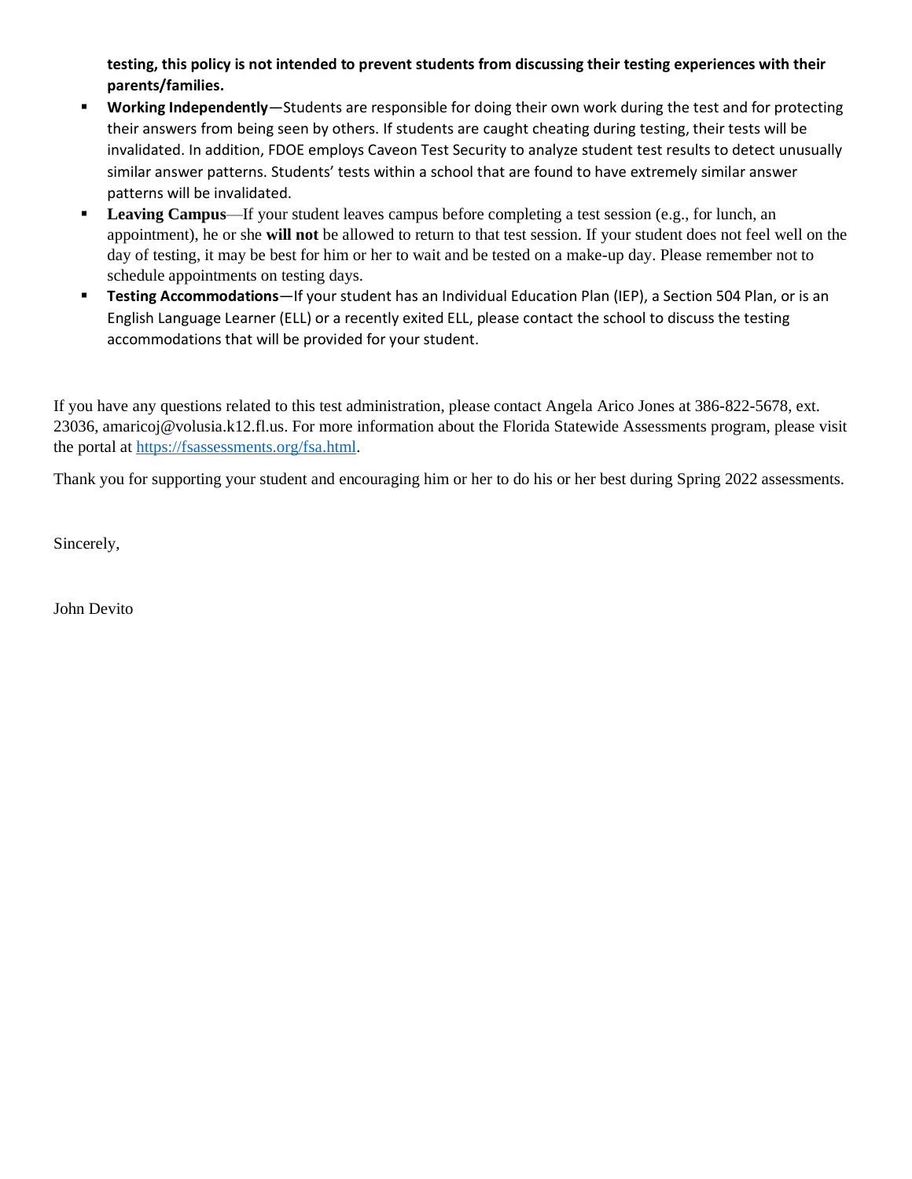**testing, this policy is not intended to prevent students from discussing their testing experiences with their parents/families.**

- **Working Independently**—Students are responsible for doing their own work during the test and for protecting their answers from being seen by others. If students are caught cheating during testing, their tests will be invalidated. In addition, FDOE employs Caveon Test Security to analyze student test results to detect unusually similar answer patterns. Students' tests within a school that are found to have extremely similar answer patterns will be invalidated.
- **Leaving Campus**—If your student leaves campus before completing a test session (e.g., for lunch, an appointment), he or she **will not** be allowed to return to that test session. If your student does not feel well on the day of testing, it may be best for him or her to wait and be tested on a make-up day. Please remember not to schedule appointments on testing days.
- **Testing Accommodations**—If your student has an Individual Education Plan (IEP), a Section 504 Plan, or is an English Language Learner (ELL) or a recently exited ELL, please contact the school to discuss the testing accommodations that will be provided for your student.

If you have any questions related to this test administration, please contact Angela Arico Jones at 386-822-5678, ext. 23036, amaricoj@volusia.k12.fl.us. For more information about the Florida Statewide Assessments program, please visit the portal at https://fsassessments.org/fsa.html.

Thank you for supporting your student and encouraging him or her to do his or her best during Spring 2022 assessments.

Sincerely,

John Devito